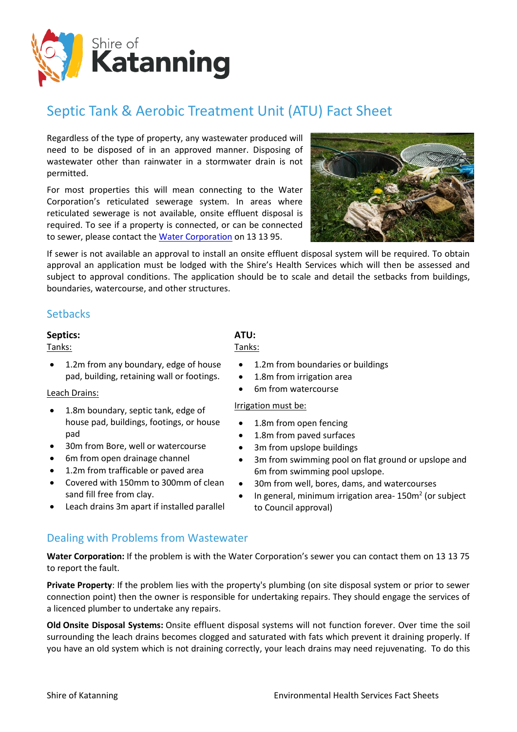Shire of **Katanning**

# Septic Tank & Aerobic Treatment Unit (ATU) Fact Sheet

Regardless of the type of property, any wastewater produced will need to be disposed of in an approved manner. Disposing of wastewater other than rainwater in a stormwater drain is not permitted.

For most properties this will mean connecting to the Water Corporation's reticulated sewerage system. In areas where reticulated sewerage is not available, onsite effluent disposal is required. To see if a property is connected, or can be connected to sewer, please contact the [Water Corporation](#) on 13 13 95.

If sewer is not available an approval to install an onsite effluent disposal system will be required. To obtain approval an application must be lodged with the Shire's Health Services which will then be assessed and subject to approval conditions. The application should be to scale and detail the setbacks from buildings, boundaries, watercourse, and other structures.

## Setbacks

**Septics:**

Tanks:

- 1.2m from any boundary, edge of house pad, building, retaining wall or footings.

Leach Drains:

- 1.8m boundary, septic tank, edge of house pad, buildings, footings, or house pad
- 30m from Bore, well or watercourse
- 6m from open drainage channel
- 1.2m from trafficable or paved area
- Covered with 150mm to 300mm of clean sand fill free from clay.
- Leach drains 3m apart if installed parallel

**ATU:**

Tanks:

- 1.2m from boundaries or buildings
- 1.8m from irrigation area
- 6m from watercourse

Irrigation must be:

- 1.8m from open fencing
- 1.8m from paved surfaces
- 3m from upslope buildings
- 3m from swimming pool on flat ground or upslope and 6m from swimming pool upslope.
- 30m from well, bores, dams, and watercourses
- In general, minimum irrigation area- 150m$^2$ (or subject to Council approval)

## Dealing with Problems from Wastewater

**Water Corporation:** If the problem is with the Water Corporation's sewer you can contact them on 13 13 75 to report the fault.

**Private Property**: If the problem lies with the property's plumbing (on site disposal system or prior to sewer connection point) then the owner is responsible for undertaking repairs. They should engage the services of a licenced plumber to undertake any repairs.

**Old Onsite Disposal Systems:** Onsite effluent disposal systems will not function forever. Over time the soil surrounding the leach drains becomes clogged and saturated with fats which prevent it draining properly. If you have an old system which is not draining correctly, your leach drains may need rejuvenating. To do this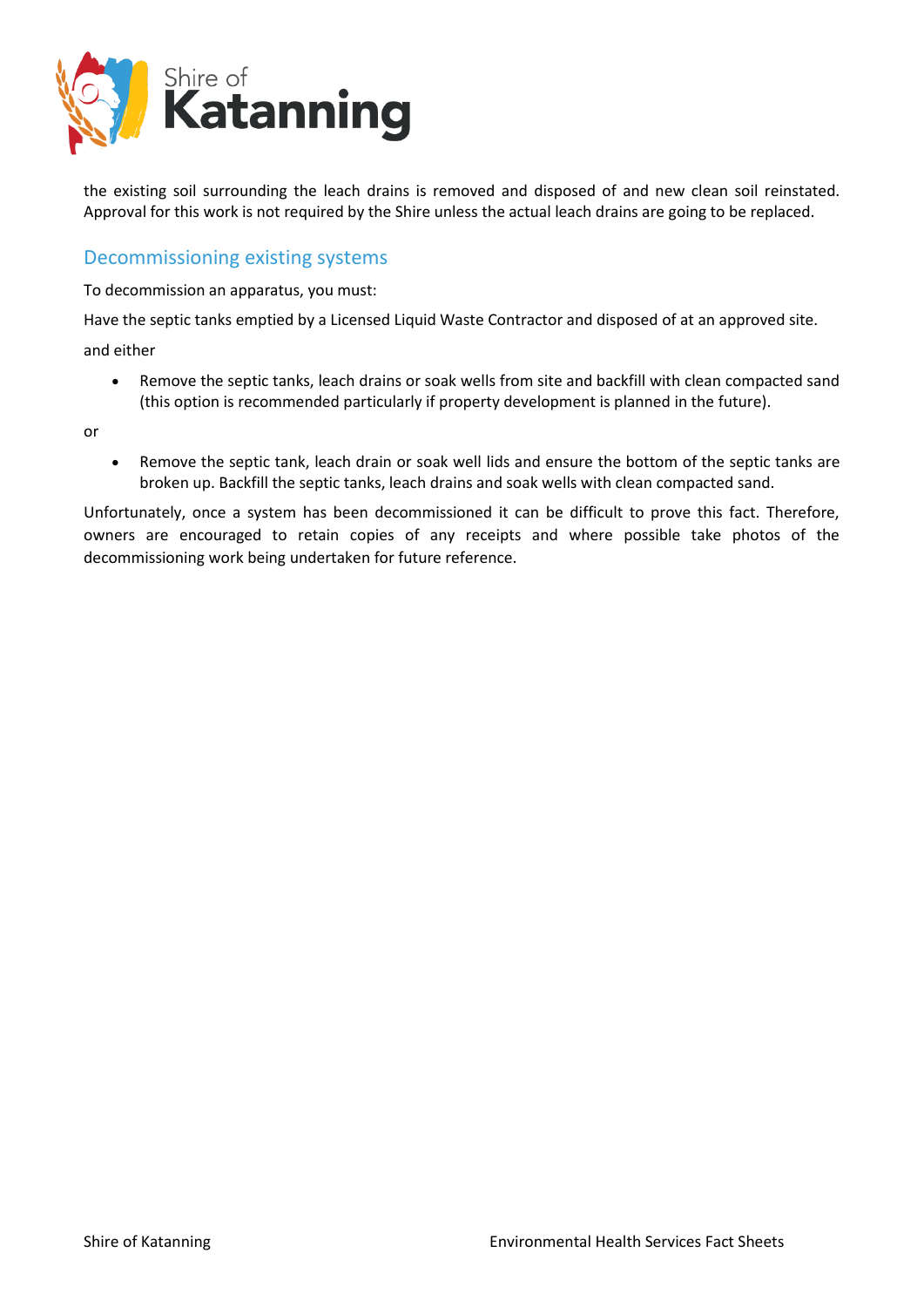the existing soil surrounding the leach drains is removed and disposed of and new clean soil reinstated. Approval for this work is not required by the Shire unless the actual leach drains are going to be replaced.

## Decommissioning existing systems

To decommission an apparatus, you must:

Have the septic tanks emptied by a Licensed Liquid Waste Contractor and disposed of at an approved site.

and either

- Remove the septic tanks, leach drains or soak wells from site and backfill with clean compacted sand (this option is recommended particularly if property development is planned in the future).

or

- Remove the septic tank, leach drain or soak well lids and ensure the bottom of the septic tanks are broken up. Backfill the septic tanks, leach drains and soak wells with clean compacted sand.

Unfortunately, once a system has been decommissioned it can be difficult to prove this fact. Therefore, owners are encouraged to retain copies of any receipts and where possible take photos of the decommissioning work being undertaken for future reference.